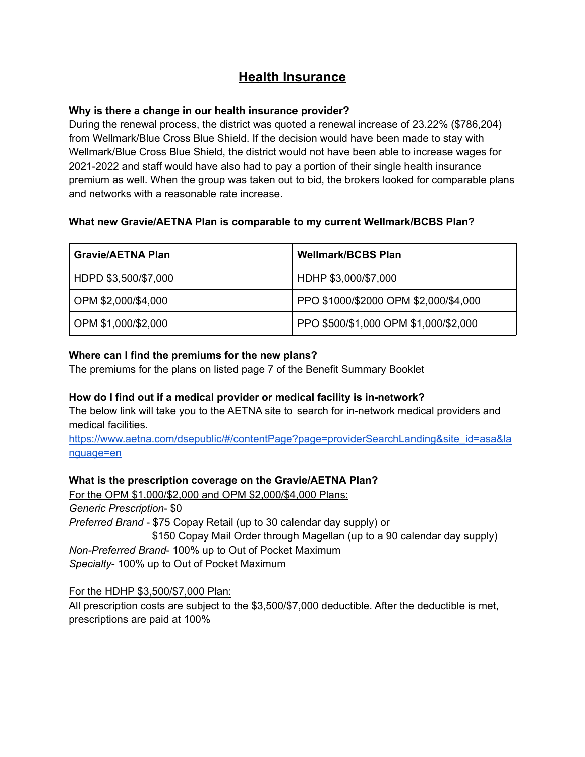# Health Insurance

**Why is there a change in our health insurance provider?**

During the renewal process, the district was quoted a renewal increase of 23.22% ($786,204) from Wellmark/Blue Cross Blue Shield. If the decision would have been made to stay with Wellmark/Blue Cross Blue Shield, the district would not have been able to increase wages for 2021-2022 and staff would have also had to pay a portion of their single health insurance premium as well. When the group was taken out to bid, the brokers looked for comparable plans and networks with a reasonable rate increase.

**What new Gravie/AETNA Plan is comparable to my current Wellmark/BCBS Plan?**

| Gravie/AETNA Plan | Wellmark/BCBS Plan |
|---|---|
| HDPD $3,500/$7,000 | HDHP $3,000/$7,000 |
| OPM $2,000/$4,000 | PPO $1000/$2000 OPM $2,000/$4,000 |
| OPM $1,000/$2,000 | PPO $500/$1,000 OPM $1,000/$2,000 |

**Where can I find the premiums for the new plans?**

The premiums for the plans on listed page 7 of the Benefit Summary Booklet

**How do I find out if a medical provider or medical facility is in-network?**

The below link will take you to the AETNA site to search for in-network medical providers and medical facilities.

https://www.aetna.com/dsepublic/#/contentPage?page=providerSearchLanding&site_id=asa&language=en

**What is the prescription coverage on the Gravie/AETNA Plan?**

For the OPM $1,000/$2,000 and OPM $2,000/$4,000 Plans:

*Generic Prescription*- $0

*Preferred Brand* - $75 Copay Retail (up to 30 calendar day supply) or
$150 Copay Mail Order through Magellan (up to a 90 calendar day supply)

*Non-Preferred Brand*- 100% up to Out of Pocket Maximum

*Specialty*- 100% up to Out of Pocket Maximum

For the HDHP $3,500/$7,000 Plan:

All prescription costs are subject to the $3,500/$7,000 deductible. After the deductible is met, prescriptions are paid at 100%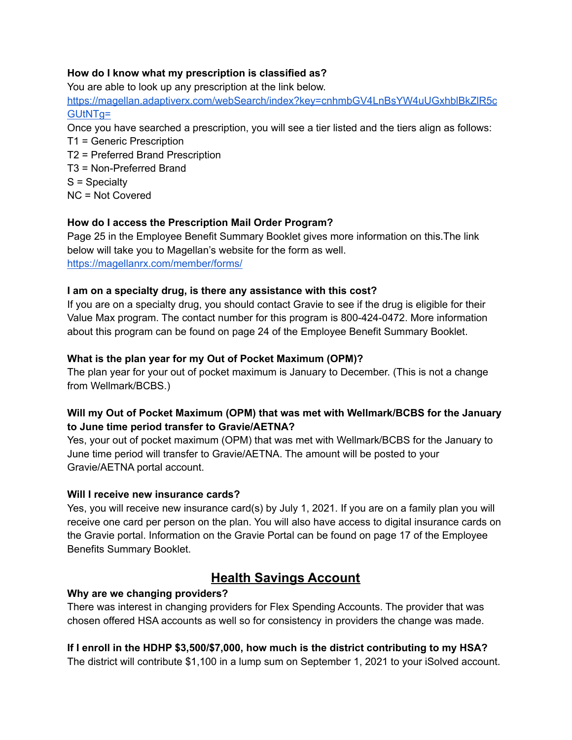**How do I know what my prescription is classified as?**

You are able to look up any prescription at the link below.
[https://magellan.adaptiverx.com/webSearch/index?key=cnhmbGV4LnBsYW4uUGxhblBkZlR5cGUtNTg=](https://magellan.adaptiverx.com/webSearch/index?key=cnhmbGV4LnBsYW4uUGxhblBkZlR5cGUtNTg=)

Once you have searched a prescription, you will see a tier listed and the tiers align as follows:

T1 = Generic Prescription
T2 = Preferred Brand Prescription
T3 = Non-Preferred Brand
S = Specialty
NC = Not Covered

**How do I access the Prescription Mail Order Program?**

Page 25 in the Employee Benefit Summary Booklet gives more information on this.The link below will take you to Magellan's website for the form as well.
[https://magellanrx.com/member/forms/](https://magellanrx.com/member/forms/)

**I am on a specialty drug, is there any assistance with this cost?**

If you are on a specialty drug, you should contact Gravie to see if the drug is eligible for their Value Max program. The contact number for this program is 800-424-0472. More information about this program can be found on page 24 of the Employee Benefit Summary Booklet.

**What is the plan year for my Out of Pocket Maximum (OPM)?**

The plan year for your out of pocket maximum is January to December. (This is not a change from Wellmark/BCBS.)

**Will my Out of Pocket Maximum (OPM) that was met with Wellmark/BCBS for the January to June time period transfer to Gravie/AETNA?**

Yes, your out of pocket maximum (OPM) that was met with Wellmark/BCBS for the January to June time period will transfer to Gravie/AETNA. The amount will be posted to your Gravie/AETNA portal account.

**Will I receive new insurance cards?**

Yes, you will receive new insurance card(s) by July 1, 2021. If you are on a family plan you will receive one card per person on the plan. You will also have access to digital insurance cards on the Gravie portal. Information on the Gravie Portal can be found on page 17 of the Employee Benefits Summary Booklet.

## Health Savings Account

**Why are we changing providers?**

There was interest in changing providers for Flex Spending Accounts. The provider that was chosen offered HSA accounts as well so for consistency in providers the change was made.

**If I enroll in the HDHP $3,500/$7,000, how much is the district contributing to my HSA?**

The district will contribute $1,100 in a lump sum on September 1, 2021 to your iSolved account.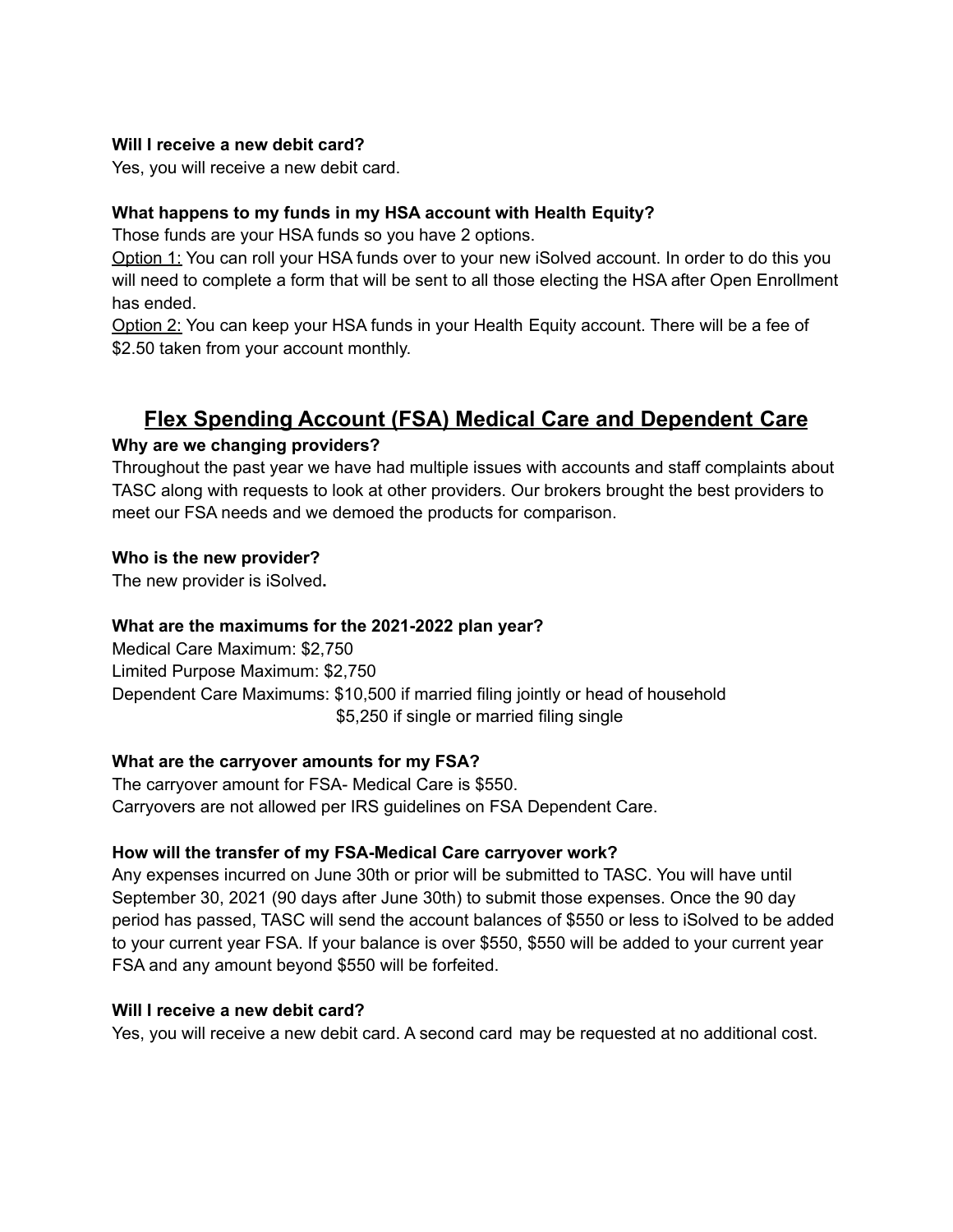**Will I receive a new debit card?**
Yes, you will receive a new debit card.

**What happens to my funds in my HSA account with Health Equity?**
Those funds are your HSA funds so you have 2 options.

Option 1: You can roll your HSA funds over to your new iSolved account. In order to do this you will need to complete a form that will be sent to all those electing the HSA after Open Enrollment has ended.

Option 2: You can keep your HSA funds in your Health Equity account. There will be a fee of $2.50 taken from your account monthly.

## Flex Spending Account (FSA) Medical Care and Dependent Care

**Why are we changing providers?**
Throughout the past year we have had multiple issues with accounts and staff complaints about TASC along with requests to look at other providers. Our brokers brought the best providers to meet our FSA needs and we demoed the products for comparison.

**Who is the new provider?**
The new provider is iSolved**.**

**What are the maximums for the 2021-2022 plan year?**
Medical Care Maximum: $2,750
Limited Purpose Maximum: $2,750
Dependent Care Maximums: $10,500 if married filing jointly or head of household
$5,250 if single or married filing single

**What are the carryover amounts for my FSA?**
The carryover amount for FSA- Medical Care is $550.
Carryovers are not allowed per IRS guidelines on FSA Dependent Care.

**How will the transfer of my FSA-Medical Care carryover work?**
Any expenses incurred on June 30th or prior will be submitted to TASC. You will have until September 30, 2021 (90 days after June 30th) to submit those expenses. Once the 90 day period has passed, TASC will send the account balances of $550 or less to iSolved to be added to your current year FSA. If your balance is over $550, $550 will be added to your current year FSA and any amount beyond $550 will be forfeited.

**Will I receive a new debit card?**
Yes, you will receive a new debit card. A second card may be requested at no additional cost.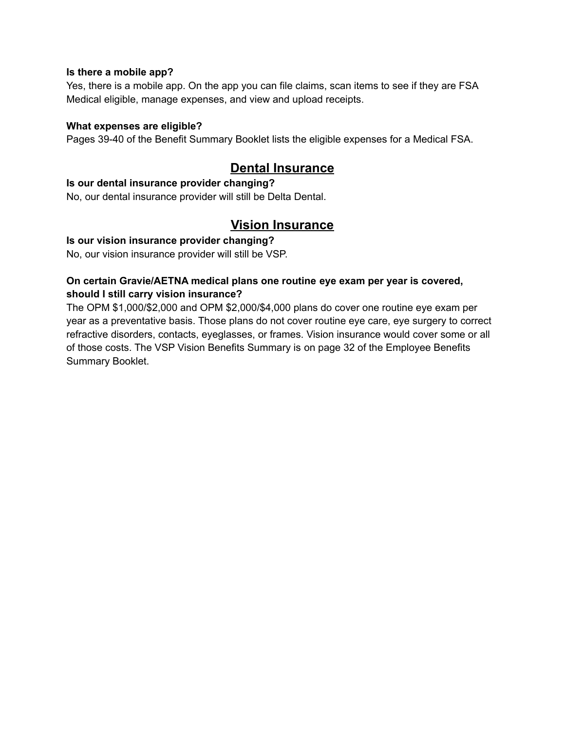**Is there a mobile app?**

Yes, there is a mobile app. On the app you can file claims, scan items to see if they are FSA Medical eligible, manage expenses, and view and upload receipts.

**What expenses are eligible?**

Pages 39-40 of the Benefit Summary Booklet lists the eligible expenses for a Medical FSA.

## Dental Insurance

**Is our dental insurance provider changing?**

No, our dental insurance provider will still be Delta Dental.

## Vision Insurance

**Is our vision insurance provider changing?**

No, our vision insurance provider will still be VSP.

**On certain Gravie/AETNA medical plans one routine eye exam per year is covered, should I still carry vision insurance?**

The OPM $1,000/$2,000 and OPM $2,000/$4,000 plans do cover one routine eye exam per year as a preventative basis. Those plans do not cover routine eye care, eye surgery to correct refractive disorders, contacts, eyeglasses, or frames. Vision insurance would cover some or all of those costs. The VSP Vision Benefits Summary is on page 32 of the Employee Benefits Summary Booklet.